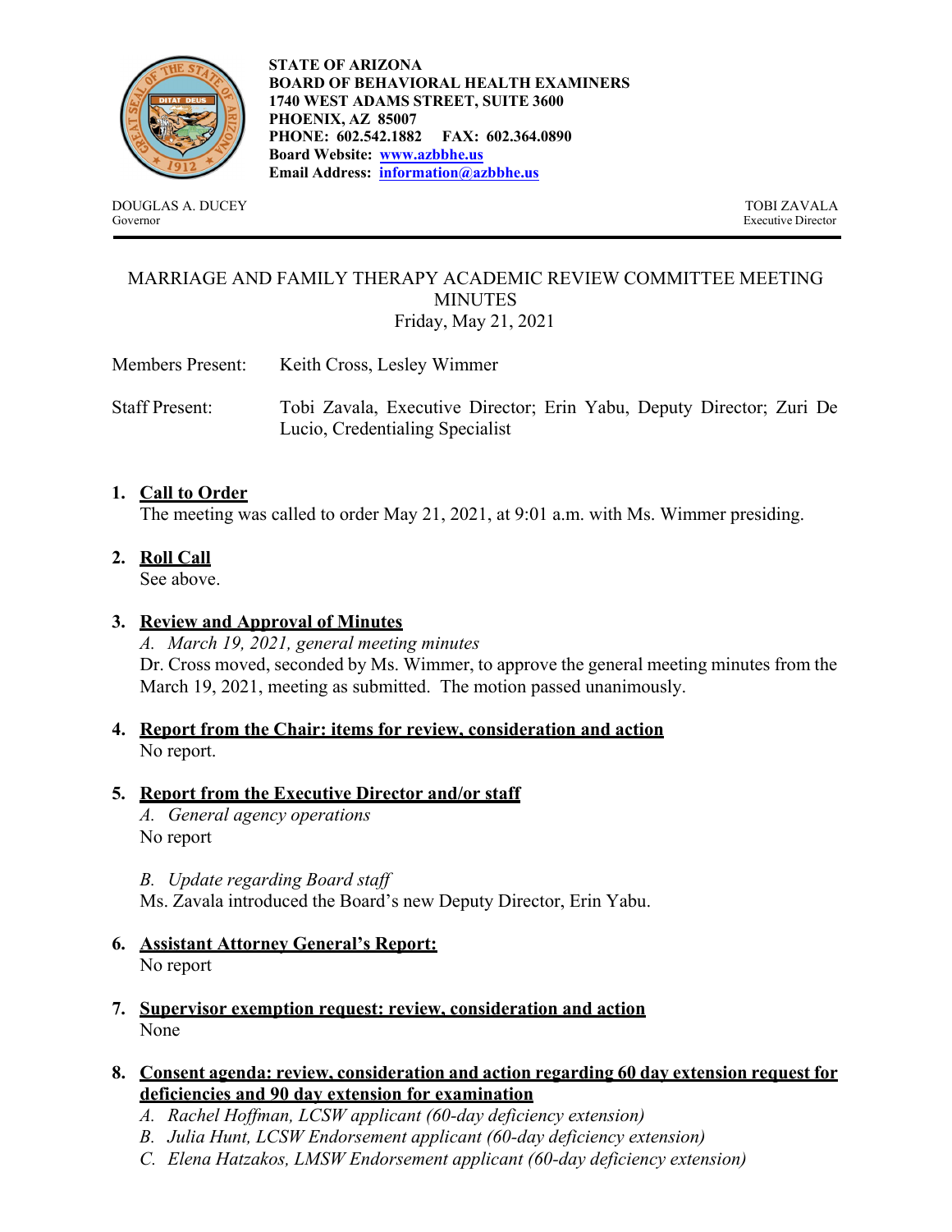**STATE OF ARIZONA**
**BOARD OF BEHAVIORAL HEALTH EXAMINERS**
**1740 WEST ADAMS STREET, SUITE 3600**
**PHOENIX, AZ 85007**
**PHONE: 602.542.1882 FAX: 602.364.0890**
**Board Website: www.azbbhe.us**
**Email Address: information@azbbhe.us**

DOUGLAS A. DUCEY
Governor

TOBI ZAVALA
Executive Director

---

MARRIAGE AND FAMILY THERAPY ACADEMIC REVIEW COMMITTEE MEETING MINUTES
Friday, May 21, 2021

Members Present: Keith Cross, Lesley Wimmer

Staff Present: Tobi Zavala, Executive Director; Erin Yabu, Deputy Director; Zuri De Lucio, Credentialing Specialist

1. **Call to Order**
   The meeting was called to order May 21, 2021, at 9:01 a.m. with Ms. Wimmer presiding.

2. **Roll Call**
   See above.

3. **Review and Approval of Minutes**
   *A. March 19, 2021, general meeting minutes*
   Dr. Cross moved, seconded by Ms. Wimmer, to approve the general meeting minutes from the March 19, 2021, meeting as submitted. The motion passed unanimously.

4. **Report from the Chair: items for review, consideration and action**
   No report.

5. **Report from the Executive Director and/or staff**
   *A. General agency operations*
   No report

   *B. Update regarding Board staff*
   Ms. Zavala introduced the Board's new Deputy Director, Erin Yabu.

6. **Assistant Attorney General's Report:**
   No report

7. **Supervisor exemption request: review, consideration and action**
   None

8. **Consent agenda: review, consideration and action regarding 60 day extension request for deficiencies and 90 day extension for examination**
   *A. Rachel Hoffman, LCSW applicant (60-day deficiency extension)*
   *B. Julia Hunt, LCSW Endorsement applicant (60-day deficiency extension)*
   *C. Elena Hatzakos, LMSW Endorsement applicant (60-day deficiency extension)*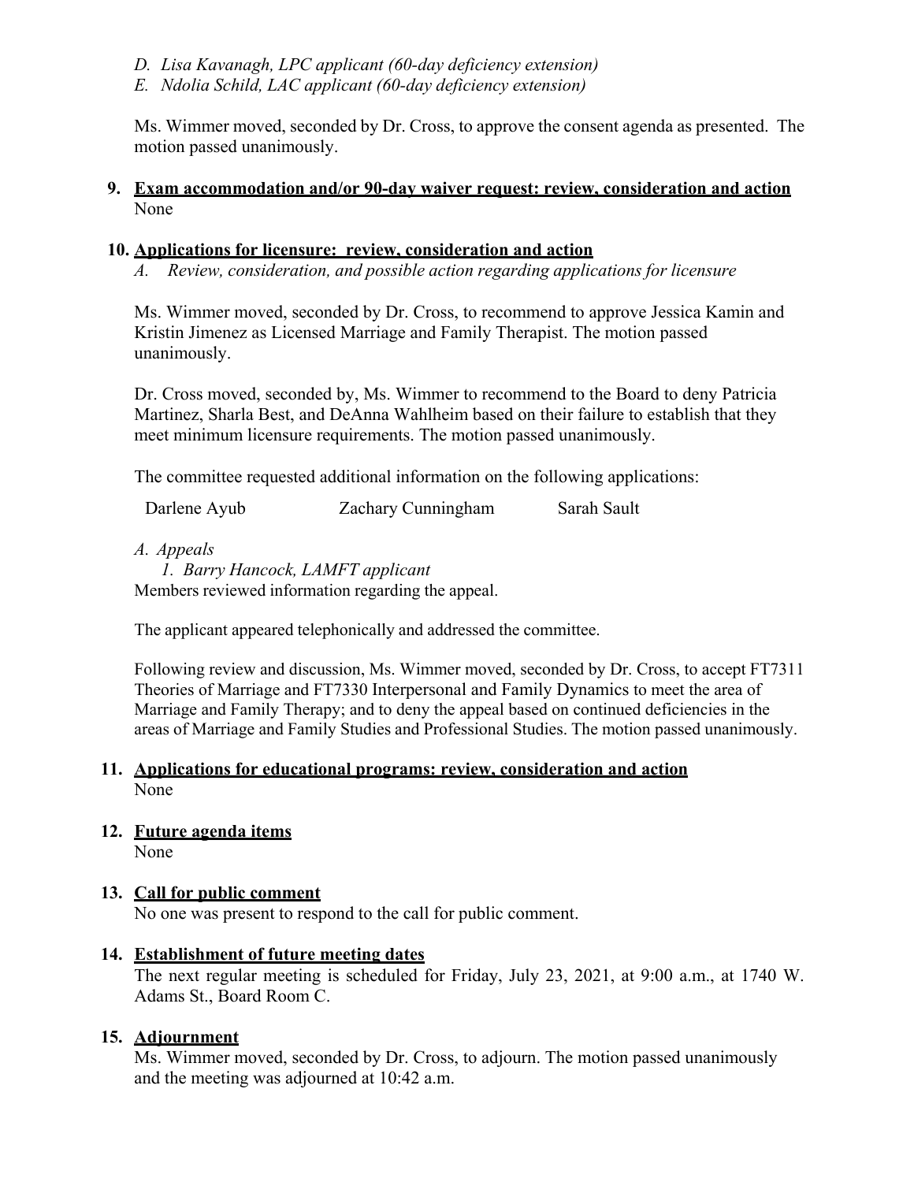*D. Lisa Kavanagh, LPC applicant (60-day deficiency extension)*
*E. Ndolia Schild, LAC applicant (60-day deficiency extension)*

Ms. Wimmer moved, seconded by Dr. Cross, to approve the consent agenda as presented. The motion passed unanimously.

**9. Exam accommodation and/or 90-day waiver request: review, consideration and action**
None

**10. Applications for licensure: review, consideration and action**
*A. Review, consideration, and possible action regarding applications for licensure*

Ms. Wimmer moved, seconded by Dr. Cross, to recommend to approve Jessica Kamin and Kristin Jimenez as Licensed Marriage and Family Therapist. The motion passed unanimously.

Dr. Cross moved, seconded by, Ms. Wimmer to recommend to the Board to deny Patricia Martinez, Sharla Best, and DeAnna Wahlheim based on their failure to establish that they meet minimum licensure requirements. The motion passed unanimously.

The committee requested additional information on the following applications:

Darlene Ayub    Zachary Cunningham    Sarah Sault

*A. Appeals*
*1. Barry Hancock, LAMFT applicant*
Members reviewed information regarding the appeal.

The applicant appeared telephonically and addressed the committee.

Following review and discussion, Ms. Wimmer moved, seconded by Dr. Cross, to accept FT7311 Theories of Marriage and FT7330 Interpersonal and Family Dynamics to meet the area of Marriage and Family Therapy; and to deny the appeal based on continued deficiencies in the areas of Marriage and Family Studies and Professional Studies. The motion passed unanimously.

**11. Applications for educational programs: review, consideration and action**
None

**12. Future agenda items**
None

**13. Call for public comment**
No one was present to respond to the call for public comment.

**14. Establishment of future meeting dates**
The next regular meeting is scheduled for Friday, July 23, 2021, at 9:00 a.m., at 1740 W. Adams St., Board Room C.

**15. Adjournment**
Ms. Wimmer moved, seconded by Dr. Cross, to adjourn. The motion passed unanimously and the meeting was adjourned at 10:42 a.m.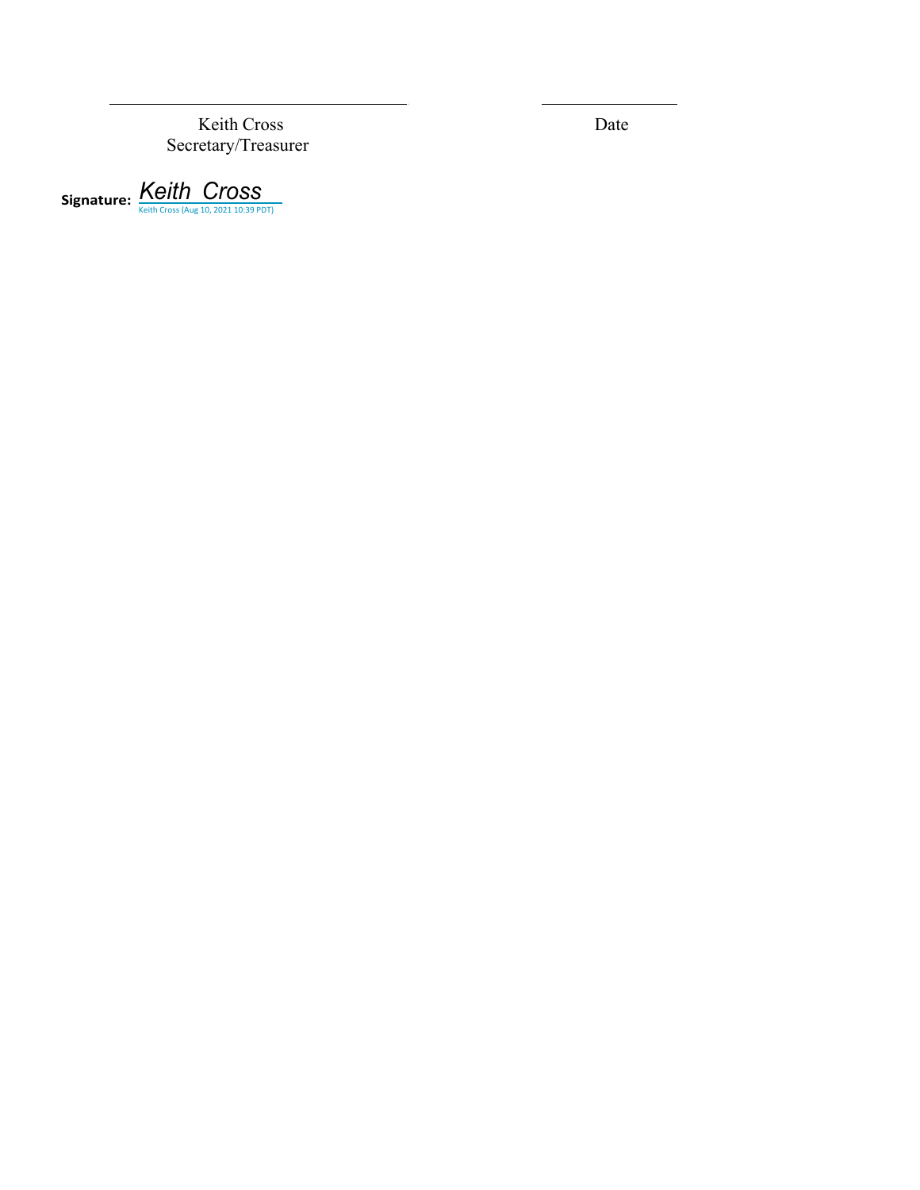\_\_\_\_\_\_\_\_\_\_\_\_\_\_\_\_\_\_\_\_\_\_\_\_\_\_\_\_\_\_\_\_\_\_\_\_\_\_\_\_ \_\_\_\_\_\_\_\_\_\_\_\_\_\_\_\_\_\_\_\_

Keith Cross Date
Secretary/Treasurer

**Signature:** *Keith Cross*
Keith Cross (Aug 10, 2021 10:39 PDT)